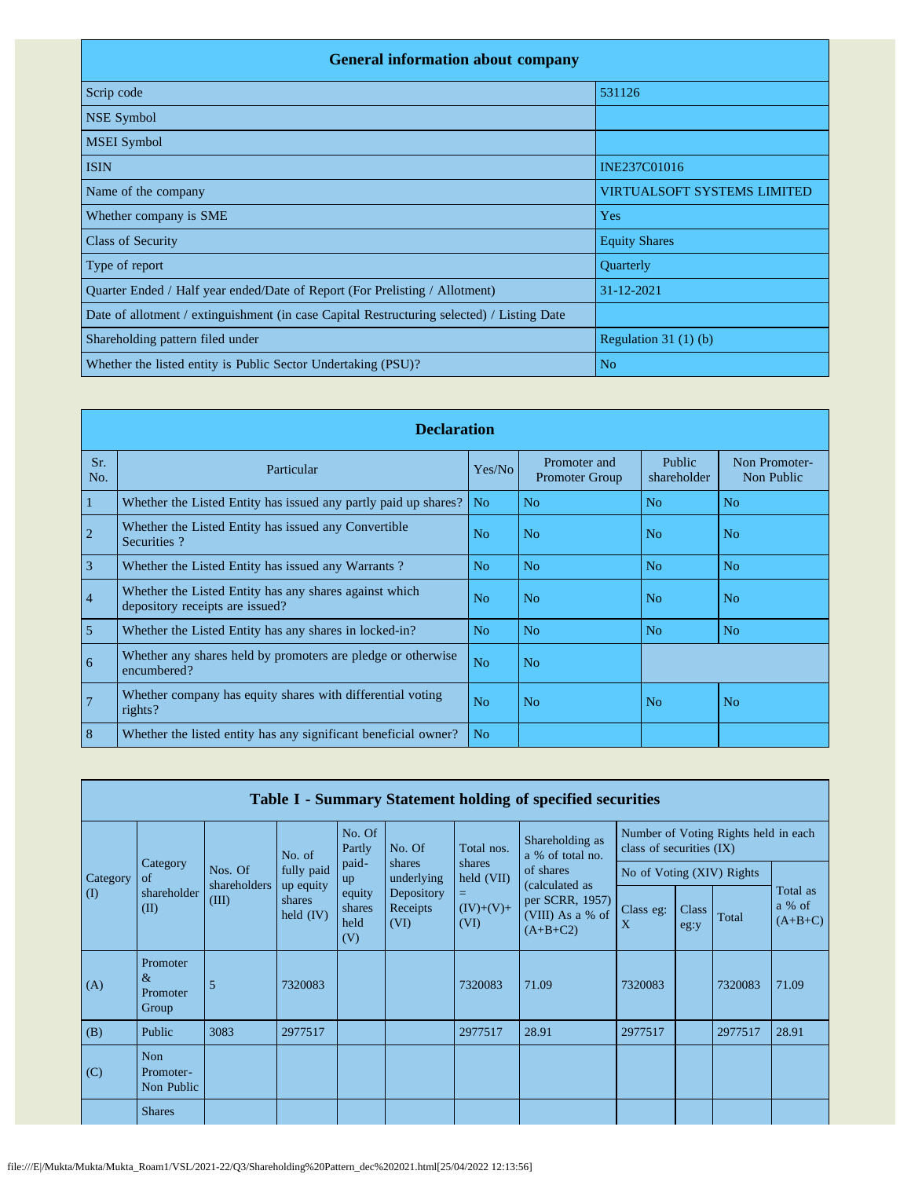## General information about company

| General information about company | |
|---|---|
| Scrip code | 531126 |
| NSE Symbol | |
| MSEI Symbol | |
| ISIN | INE237C01016 |
| Name of the company | VIRTUALSOFT SYSTEMS LIMITED |
| Whether company is SME | Yes |
| Class of Security | Equity Shares |
| Type of report | Quarterly |
| Quarter Ended / Half year ended/Date of Report (For Prelisting / Allotment) | 31-12-2021 |
| Date of allotment / extinguishment (in case Capital Restructuring selected) / Listing Date | |
| Shareholding pattern filed under | Regulation 31 (1) (b) |
| Whether the listed entity is Public Sector Undertaking (PSU)? | No |

## Declaration

| Sr. No. | Particular | Yes/No | Promoter and Promoter Group | Public shareholder | Non Promoter- Non Public |
|---|---|---|---|---|---|
| 1 | Whether the Listed Entity has issued any partly paid up shares? | No | No | No | No |
| 2 | Whether the Listed Entity has issued any Convertible Securities ? | No | No | No | No |
| 3 | Whether the Listed Entity has issued any Warrants ? | No | No | No | No |
| 4 | Whether the Listed Entity has any shares against which depository receipts are issued? | No | No | No | No |
| 5 | Whether the Listed Entity has any shares in locked-in? | No | No | No | No |
| 6 | Whether any shares held by promoters are pledge or otherwise encumbered? | No | No | | |
| 7 | Whether company has equity shares with differential voting rights? | No | No | No | No |
| 8 | Whether the listed entity has any significant beneficial owner? | No | | | |

## Table I - Summary Statement holding of specified securities

| Category (I) | Category of shareholder (II) | Nos. Of shareholders (III) | No. of fully paid up equity shares held (IV) | No. Of Partly paid-up equity shares held (V) | No. Of shares underlying Depository Receipts (VI) | Total nos. shares held (VII) = (IV)+(V)+ (VI) | Shareholding as a % of total no. of shares (calculated as per SCRR, 1957) (VIII) As a % of (A+B+C2) | Number of Voting Rights held in each class of securities (IX) | | | |
|---|---|---|---|---|---|---|---|---|---|---|---|
| | | | | | | | | No of Voting (XIV) Rights | | | Total as a % of (A+B+C) |
| | | | | | | | | Class eg: X | Class eg:y | Total | |
| (A) | Promoter & Promoter Group | 5 | 7320083 | | | 7320083 | 71.09 | 7320083 | | 7320083 | 71.09 |
| (B) | Public | 3083 | 2977517 | | | 2977517 | 28.91 | 2977517 | | 2977517 | 28.91 |
| (C) | Non Promoter- Non Public | | | | | | | | | | |
| | Shares | | | | | | | | | | |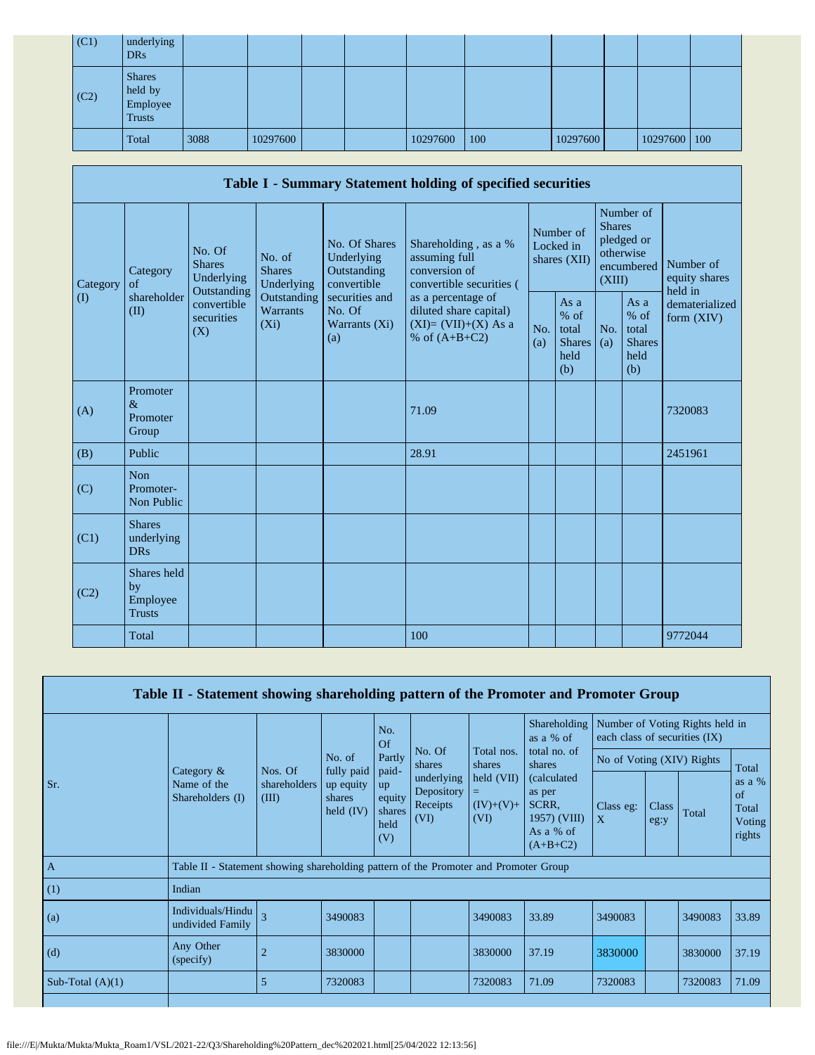| (C1) | underlying DRs | | | | | | | | | | |
|---|---|---|---|---|---|---|---|---|---|---|---|
| (C2) | Shares held by Employee Trusts | | | | | | | | | | |
| | Total | 3088 | 10297600 | | | 10297600 | 100 | 10297600 | | 10297600 | 100 |

## Table I - Summary Statement holding of specified securities

| Category (I) | Category of shareholder (II) | No. Of Shares Underlying Outstanding convertible securities (X) | No. of Shares Underlying Outstanding Warrants (Xi) | No. Of Shares Underlying Outstanding convertible securities and No. Of Warrants (Xi) (a) | Shareholding , as a % assuming full conversion of convertible securities ( as a percentage of diluted share capital) (XI)= (VII)+(X) As a % of (A+B+C2) | Number of Locked in shares (XII) | | Number of Shares pledged or otherwise encumbered (XIII) | | Number of equity shares held in dematerialized form (XIV) |
|---|---|---|---|---|---|---|---|---|---|---|
| | | | | | | No. (a) | As a % of total Shares held (b) | No. (a) | As a % of total Shares held (b) | |
| (A) | Promoter & Promoter Group | | | | 71.09 | | | | | 7320083 |
| (B) | Public | | | | 28.91 | | | | | 2451961 |
| (C) | Non Promoter- Non Public | | | | | | | | | |
| (C1) | Shares underlying DRs | | | | | | | | | |
| (C2) | Shares held by Employee Trusts | | | | | | | | | |
| | Total | | | | 100 | | | | | 9772044 |

## Table II - Statement showing shareholding pattern of the Promoter and Promoter Group

| Sr. | Category & Name of the Shareholders (I) | Nos. Of shareholders (III) | No. of fully paid up equity shares held (IV) | No. Of Partly paid-up equity shares held (V) | No. Of shares underlying Depository Receipts (VI) | Total nos. shares held (VII) = (IV)+(V)+ (VI) | Shareholding as a % of total no. of shares (calculated as per SCRR, 1957) (VIII) As a % of (A+B+C2) | Number of Voting Rights held in each class of securities (IX) | | | |
|---|---|---|---|---|---|---|---|---|---|---|---|
| | | | | | | | | No of Voting (XIV) Rights | | | Total as a % of Total Voting rights |
| | | | | | | | | Class eg: X | Class eg:y | Total | |
| A | Table II - Statement showing shareholding pattern of the Promoter and Promoter Group | | | | | | | | | | |
| (1) | Indian | | | | | | | | | | |
| (a) | Individuals/Hindu undivided Family | 3 | 3490083 | | | 3490083 | 33.89 | 3490083 | | 3490083 | 33.89 |
| (d) | Any Other (specify) | 2 | 3830000 | | | 3830000 | 37.19 | 3830000 | | 3830000 | 37.19 |
| Sub-Total (A)(1) | | 5 | 7320083 | | | 7320083 | 71.09 | 7320083 | | 7320083 | 71.09 |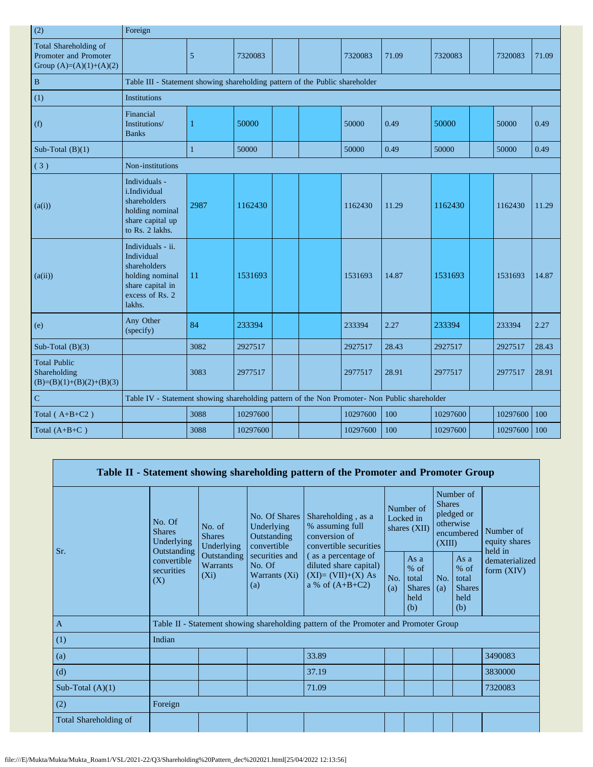| (2) | Foreign | | | | | | | | | | |
|---|---|---|---|---|---|---|---|---|---|---|---|
| Total Shareholding of Promoter and Promoter Group (A)=(A)(1)+(A)(2) | | 5 | 7320083 | | | 7320083 | 71.09 | 7320083 | | 7320083 | 71.09 |
| B | Table III - Statement showing shareholding pattern of the Public shareholder | | | | | | | | | | |
| (1) | Institutions | | | | | | | | | | |
| (f) | Financial Institutions/ Banks | 1 | 50000 | | | 50000 | 0.49 | 50000 | | 50000 | 0.49 |
| Sub-Total (B)(1) | | 1 | 50000 | | | 50000 | 0.49 | 50000 | | 50000 | 0.49 |
| ( 3 ) | Non-institutions | | | | | | | | | | |
| (a(i)) | Individuals - i.Individual shareholders holding nominal share capital up to Rs. 2 lakhs. | 2987 | 1162430 | | | 1162430 | 11.29 | 1162430 | | 1162430 | 11.29 |
| (a(ii)) | Individuals - ii. Individual shareholders holding nominal share capital in excess of Rs. 2 lakhs. | 11 | 1531693 | | | 1531693 | 14.87 | 1531693 | | 1531693 | 14.87 |
| (e) | Any Other (specify) | 84 | 233394 | | | 233394 | 2.27 | 233394 | | 233394 | 2.27 |
| Sub-Total (B)(3) | | 3082 | 2927517 | | | 2927517 | 28.43 | 2927517 | | 2927517 | 28.43 |
| Total Public Shareholding (B)=(B)(1)+(B)(2)+(B)(3) | | 3083 | 2977517 | | | 2977517 | 28.91 | 2977517 | | 2977517 | 28.91 |
| C | Table IV - Statement showing shareholding pattern of the Non Promoter- Non Public shareholder | | | | | | | | | | |
| Total ( A+B+C2 ) | | 3088 | 10297600 | | | 10297600 | 100 | 10297600 | | 10297600 | 100 |
| Total (A+B+C ) | | 3088 | 10297600 | | | 10297600 | 100 | 10297600 | | 10297600 | 100 |

## Table II - Statement showing shareholding pattern of the Promoter and Promoter Group

| Sr. | No. Of Shares Underlying Outstanding convertible securities (X) | No. of Shares Underlying Outstanding Warrants (Xi) | No. Of Shares Underlying Outstanding convertible securities and No. Of Warrants (Xi) (a) | Shareholding , as a % assuming full conversion of convertible securities ( as a percentage of diluted share capital) (XI)= (VII)+(X) As a % of (A+B+C2) | Number of Locked in shares (XII) | | Number of Shares pledged or otherwise encumbered (XIII) | | Number of equity shares held in dematerialized form (XIV) |
|---|---|---|---|---|---|---|---|---|---|
| | | | | | No. (a) | As a % of total Shares held (b) | No. (a) | As a % of total Shares held (b) | |
| A | Table II - Statement showing shareholding pattern of the Promoter and Promoter Group | | | | | | | | |
| (1) | Indian | | | | | | | | |
| (a) | | | | 33.89 | | | | | 3490083 |
| (d) | | | | 37.19 | | | | | 3830000 |
| Sub-Total (A)(1) | | | | 71.09 | | | | | 7320083 |
| (2) | Foreign | | | | | | | | |
| Total Shareholding of | | | | | | | | | |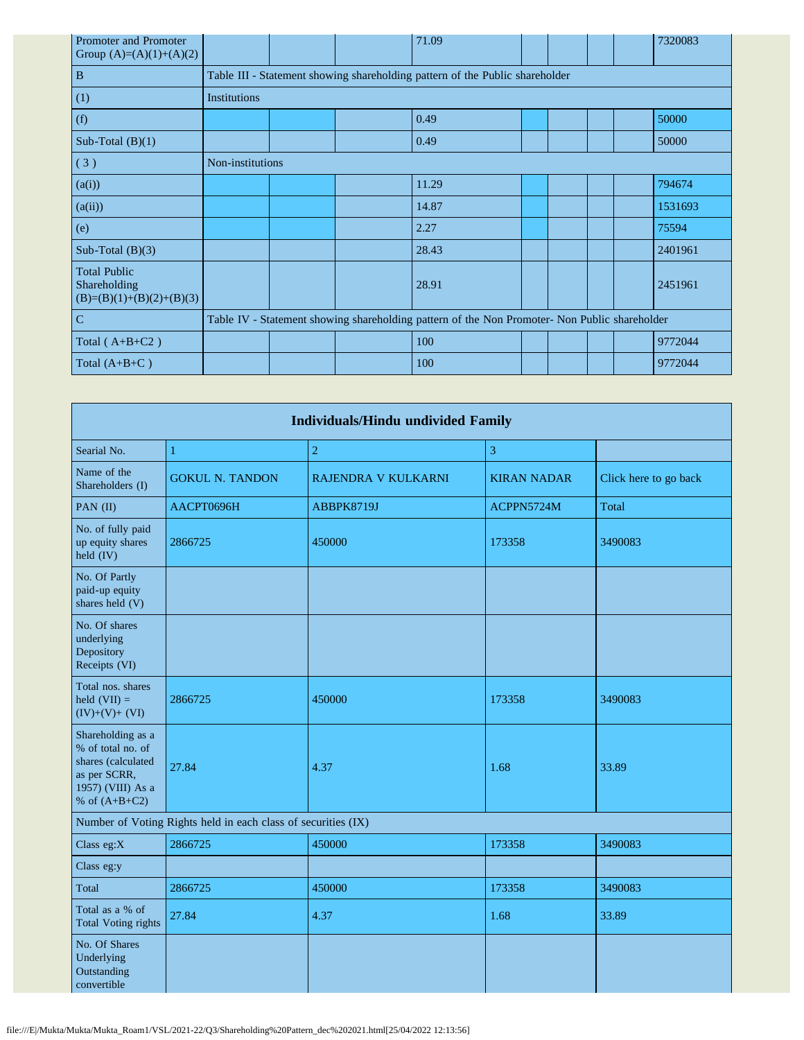| | | | | | | | | | |
|---|---|---|---|---|---|---|---|---|---|
| Promoter and Promoter Group (A)=(A)(1)+(A)(2) | | | | 71.09 | | | | | 7320083 |
| B | Table III - Statement showing shareholding pattern of the Public shareholder | | | | | | | | |
| (1) | Institutions | | | | | | | | |
| (f) | | | | 0.49 | | | | | 50000 |
| Sub-Total (B)(1) | | | | 0.49 | | | | | 50000 |
| ( 3 ) | Non-institutions | | | | | | | | |
| (a(i)) | | | | 11.29 | | | | | 794674 |
| (a(ii)) | | | | 14.87 | | | | | 1531693 |
| (e) | | | | 2.27 | | | | | 75594 |
| Sub-Total (B)(3) | | | | 28.43 | | | | | 2401961 |
| Total Public Shareholding (B)=(B)(1)+(B)(2)+(B)(3) | | | | 28.91 | | | | | 2451961 |
| C | Table IV - Statement showing shareholding pattern of the Non Promoter- Non Public shareholder | | | | | | | | |
| Total ( A+B+C2 ) | | | | 100 | | | | | 9772044 |
| Total (A+B+C ) | | | | 100 | | | | | 9772044 |

## Individuals/Hindu undivided Family

| Searial No. | 1 | 2 | 3 | |
|---|---|---|---|---|
| Name of the Shareholders (I) | GOKUL N. TANDON | RAJENDRA V KULKARNI | KIRAN NADAR | Click here to go back |
| PAN (II) | AACPT0696H | ABBPK8719J | ACPPN5724M | Total |
| No. of fully paid up equity shares held (IV) | 2866725 | 450000 | 173358 | 3490083 |
| No. Of Partly paid-up equity shares held (V) | | | | |
| No. Of shares underlying Depository Receipts (VI) | | | | |
| Total nos. shares held (VII) = (IV)+(V)+ (VI) | 2866725 | 450000 | 173358 | 3490083 |
| Shareholding as a % of total no. of shares (calculated as per SCRR, 1957) (VIII) As a % of (A+B+C2) | 27.84 | 4.37 | 1.68 | 33.89 |
| Number of Voting Rights held in each class of securities (IX) | | | | |
| Class eg:X | 2866725 | 450000 | 173358 | 3490083 |
| Class eg:y | | | | |
| Total | 2866725 | 450000 | 173358 | 3490083 |
| Total as a % of Total Voting rights | 27.84 | 4.37 | 1.68 | 33.89 |
| No. Of Shares Underlying Outstanding convertible | | | | |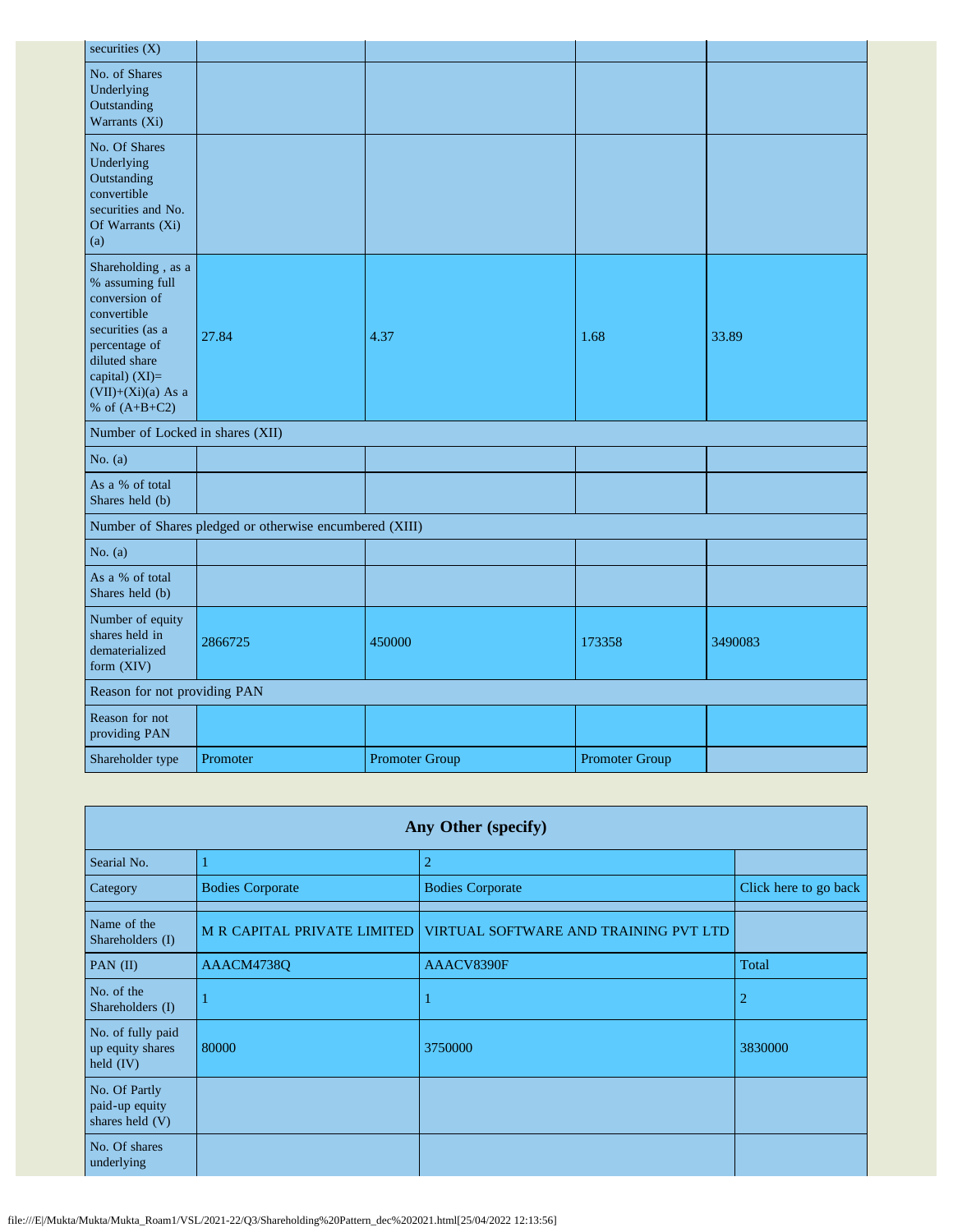| securities (X) | | | | |
|---|---|---|---|---|
| No. of Shares Underlying Outstanding Warrants (Xi) | | | | |
| No. Of Shares Underlying Outstanding convertible securities and No. Of Warrants (Xi) (a) | | | | |
| Shareholding , as a % assuming full conversion of convertible securities (as a percentage of diluted share capital) (XI)= (VII)+(Xi)(a) As a % of (A+B+C2) | 27.84 | 4.37 | 1.68 | 33.89 |
| Number of Locked in shares (XII) | | | | |
| No. (a) | | | | |
| As a % of total Shares held (b) | | | | |
| Number of Shares pledged or otherwise encumbered (XIII) | | | | |
| No. (a) | | | | |
| As a % of total Shares held (b) | | | | |
| Number of equity shares held in dematerialized form (XIV) | 2866725 | 450000 | 173358 | 3490083 |
| Reason for not providing PAN | | | | |
| Reason for not providing PAN | | | | |
| Shareholder type | Promoter | Promoter Group | Promoter Group | |

| Any Other (specify) | | | |
|---|---|---|---|
| Searial No. | 1 | 2 | |
| Category | Bodies Corporate | Bodies Corporate | Click here to go back |
| | | | |
| Name of the Shareholders (I) | M R CAPITAL PRIVATE LIMITED | VIRTUAL SOFTWARE AND TRAINING PVT LTD | |
| PAN (II) | AAACM4738Q | AAACV8390F | Total |
| No. of the Shareholders (I) | 1 | 1 | 2 |
| No. of fully paid up equity shares held (IV) | 80000 | 3750000 | 3830000 |
| No. Of Partly paid-up equity shares held (V) | | | |
| No. Of shares underlying | | | |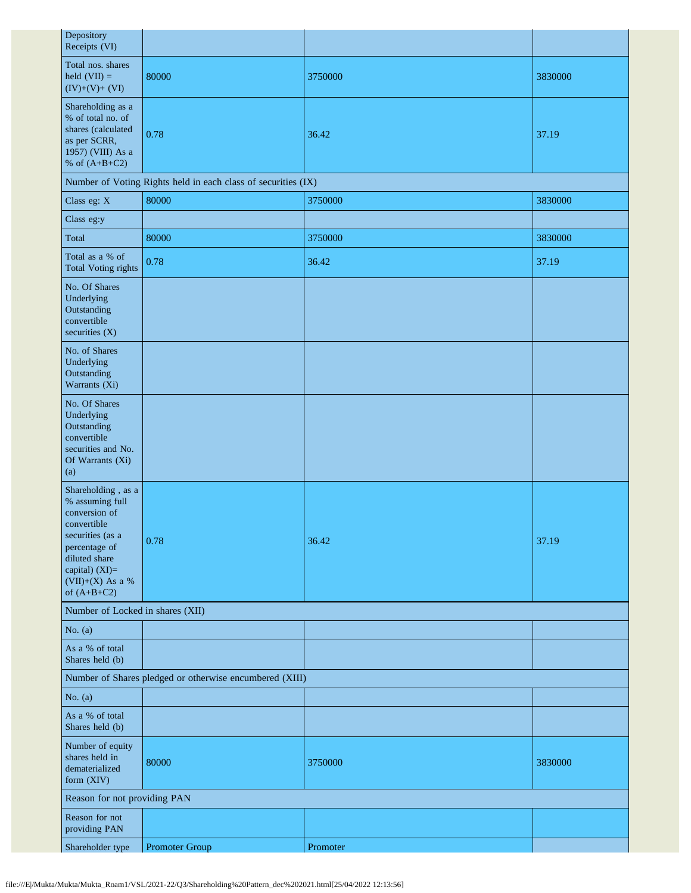| Depository Receipts (VI) | | | |
|---|---|---|---|
| Total nos. shares held (VII) = (IV)+(V)+ (VI) | 80000 | 3750000 | 3830000 |
| Shareholding as a % of total no. of shares (calculated as per SCRR, 1957) (VIII) As a % of (A+B+C2) | 0.78 | 36.42 | 37.19 |
| Number of Voting Rights held in each class of securities (IX) | | | |
| Class eg: X | 80000 | 3750000 | 3830000 |
| Class eg:y | | | |
| Total | 80000 | 3750000 | 3830000 |
| Total as a % of Total Voting rights | 0.78 | 36.42 | 37.19 |
| No. Of Shares Underlying Outstanding convertible securities (X) | | | |
| No. of Shares Underlying Outstanding Warrants (Xi) | | | |
| No. Of Shares Underlying Outstanding convertible securities and No. Of Warrants (Xi) (a) | | | |
| Shareholding , as a % assuming full conversion of convertible securities (as a percentage of diluted share capital) (XI)= (VII)+(X) As a % of (A+B+C2) | 0.78 | 36.42 | 37.19 |
| Number of Locked in shares (XII) | | | |
| No. (a) | | | |
| As a % of total Shares held (b) | | | |
| Number of Shares pledged or otherwise encumbered (XIII) | | | |
| No. (a) | | | |
| As a % of total Shares held (b) | | | |
| Number of equity shares held in dematerialized form (XIV) | 80000 | 3750000 | 3830000 |
| Reason for not providing PAN | | | |
| Reason for not providing PAN | | | |
| Shareholder type | Promoter Group | Promoter | |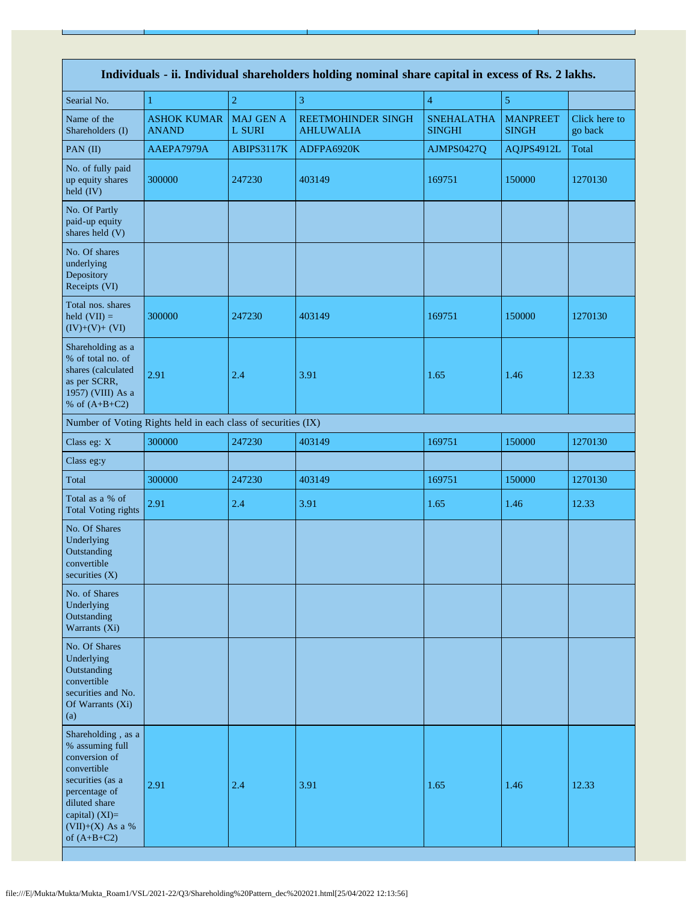| Individuals - ii. Individual shareholders holding nominal share capital in excess of Rs. 2 lakhs. | | | | | | |
|---|---|---|---|---|---|---|
| Searial No. | 1 | 2 | 3 | 4 | 5 | |
| Name of the Shareholders (I) | ASHOK KUMAR ANAND | MAJ GEN A L SURI | REETMOHINDER SINGH AHLUWALIA | SNEHALATHA SINGHI | MANPREET SINGH | Click here to go back |
| PAN (II) | AAEPA7979A | ABIPS3117K | ADFPA6920K | AJMPS0427Q | AQJPS4912L | Total |
| No. of fully paid up equity shares held (IV) | 300000 | 247230 | 403149 | 169751 | 150000 | 1270130 |
| No. Of Partly paid-up equity shares held (V) | | | | | | |
| No. Of shares underlying Depository Receipts (VI) | | | | | | |
| Total nos. shares held (VII) = (IV)+(V)+ (VI) | 300000 | 247230 | 403149 | 169751 | 150000 | 1270130 |
| Shareholding as a % of total no. of shares (calculated as per SCRR, 1957) (VIII) As a % of (A+B+C2) | 2.91 | 2.4 | 3.91 | 1.65 | 1.46 | 12.33 |
| Number of Voting Rights held in each class of securities (IX) | | | | | | |
| Class eg: X | 300000 | 247230 | 403149 | 169751 | 150000 | 1270130 |
| Class eg:y | | | | | | |
| Total | 300000 | 247230 | 403149 | 169751 | 150000 | 1270130 |
| Total as a % of Total Voting rights | 2.91 | 2.4 | 3.91 | 1.65 | 1.46 | 12.33 |
| No. Of Shares Underlying Outstanding convertible securities (X) | | | | | | |
| No. of Shares Underlying Outstanding Warrants (Xi) | | | | | | |
| No. Of Shares Underlying Outstanding convertible securities and No. Of Warrants (Xi) (a) | | | | | | |
| Shareholding , as a % assuming full conversion of convertible securities (as a percentage of diluted share capital) (XI)= (VII)+(X) As a % of (A+B+C2) | 2.91 | 2.4 | 3.91 | 1.65 | 1.46 | 12.33 |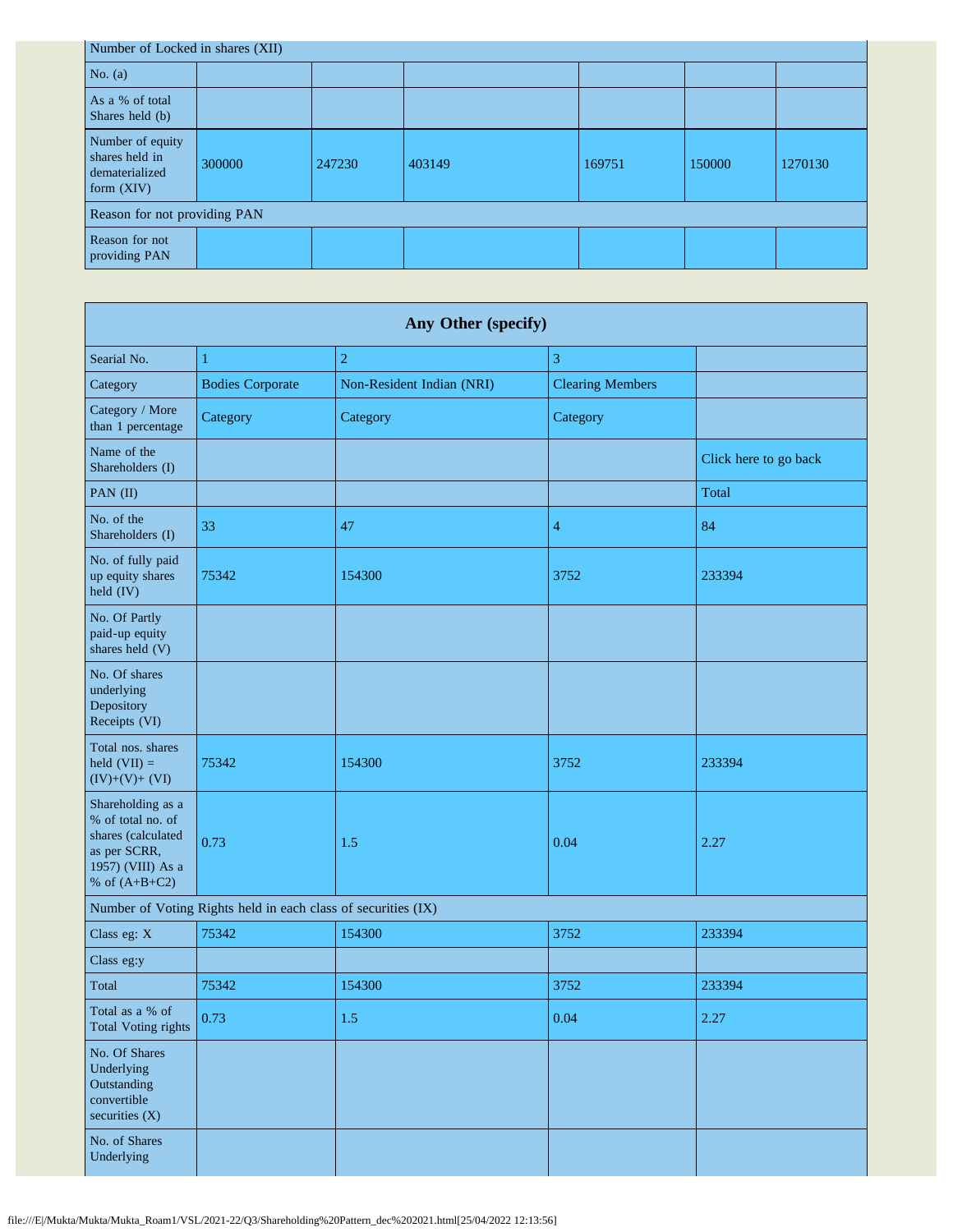| Number of Locked in shares (XII) | | | | | | |
|---|---|---|---|---|---|---|
| No. (a) | | | | | | |
| As a % of total Shares held (b) | | | | | | |
| Number of equity shares held in dematerialized form (XIV) | 300000 | 247230 | 403149 | 169751 | 150000 | 1270130 |
| Reason for not providing PAN | | | | | | |
| Reason for not providing PAN | | | | | | |

| Any Other (specify) | | | | |
|---|---|---|---|---|
| Searial No. | 1 | 2 | 3 | |
| Category | Bodies Corporate | Non-Resident Indian (NRI) | Clearing Members | |
| Category / More than 1 percentage | Category | Category | Category | |
| Name of the Shareholders (I) | | | | Click here to go back |
| PAN (II) | | | | Total |
| No. of the Shareholders (I) | 33 | 47 | 4 | 84 |
| No. of fully paid up equity shares held (IV) | 75342 | 154300 | 3752 | 233394 |
| No. Of Partly paid-up equity shares held (V) | | | | |
| No. Of shares underlying Depository Receipts (VI) | | | | |
| Total nos. shares held (VII) = (IV)+(V)+ (VI) | 75342 | 154300 | 3752 | 233394 |
| Shareholding as a % of total no. of shares (calculated as per SCRR, 1957) (VIII) As a % of (A+B+C2) | 0.73 | 1.5 | 0.04 | 2.27 |
| Number of Voting Rights held in each class of securities (IX) | | | | |
| Class eg: X | 75342 | 154300 | 3752 | 233394 |
| Class eg:y | | | | |
| Total | 75342 | 154300 | 3752 | 233394 |
| Total as a % of Total Voting rights | 0.73 | 1.5 | 0.04 | 2.27 |
| No. Of Shares Underlying Outstanding convertible securities (X) | | | | |
| No. of Shares Underlying | | | | |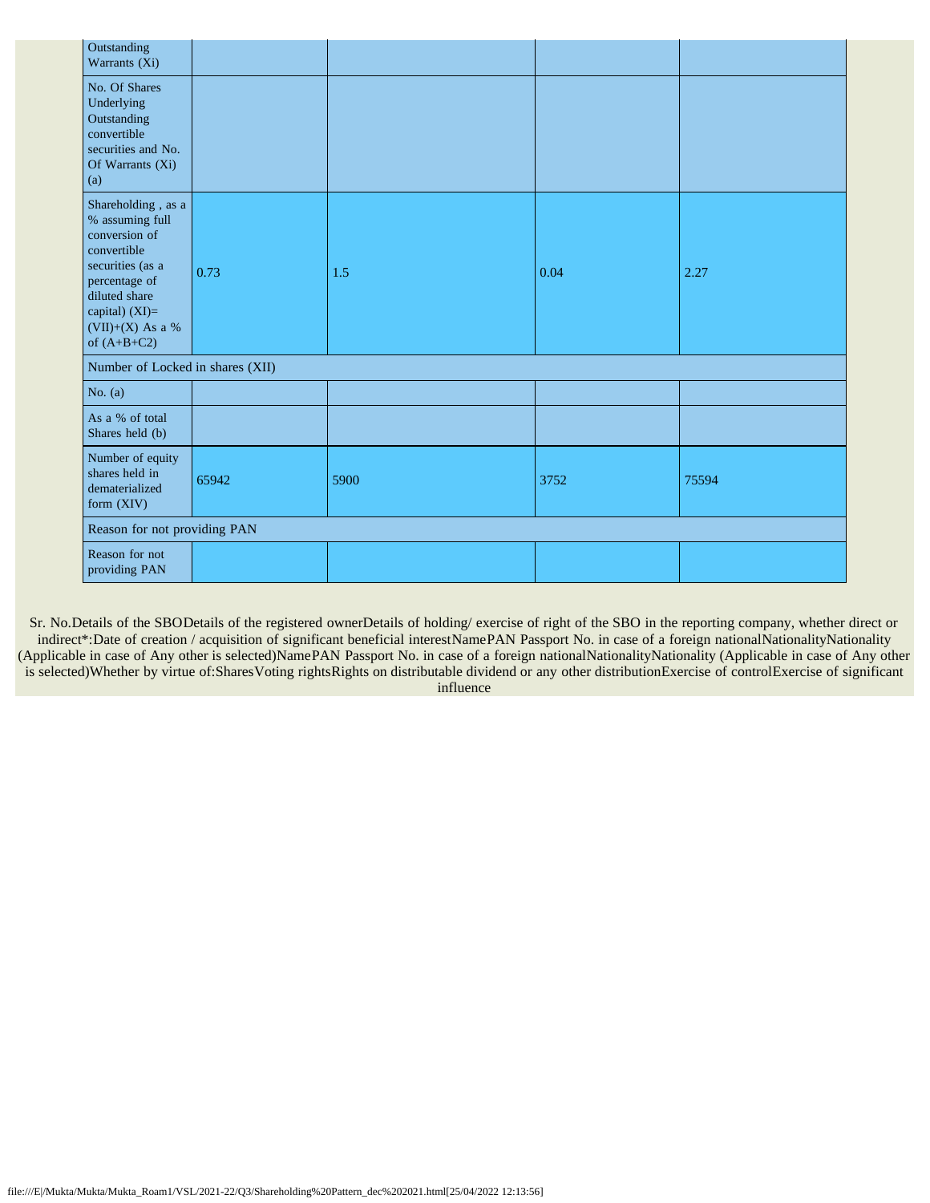| | | | | |
|---|---|---|---|---|
| Outstanding Warrants (Xi) | | | | |
| No. Of Shares Underlying Outstanding convertible securities and No. Of Warrants (Xi) (a) | | | | |
| Shareholding , as a % assuming full conversion of convertible securities (as a percentage of diluted share capital) (XI)= (VII)+(X) As a % of (A+B+C2) | 0.73 | 1.5 | 0.04 | 2.27 |
| Number of Locked in shares (XII) | | | | |
| No. (a) | | | | |
| As a % of total Shares held (b) | | | | |
| Number of equity shares held in dematerialized form (XIV) | 65942 | 5900 | 3752 | 75594 |
| Reason for not providing PAN | | | | |
| Reason for not providing PAN | | | | |

Sr. No.Details of the SBODetails of the registered ownerDetails of holding/ exercise of right of the SBO in the reporting company, whether direct or indirect*:Date of creation / acquisition of significant beneficial interestNamePAN Passport No. in case of a foreign nationalNationalityNationality (Applicable in case of Any other is selected)NamePAN Passport No. in case of a foreign nationalNationalityNationality (Applicable in case of Any other is selected)Whether by virtue of:SharesVoting rightsRights on distributable dividend or any other distributionExercise of controlExercise of significant influence